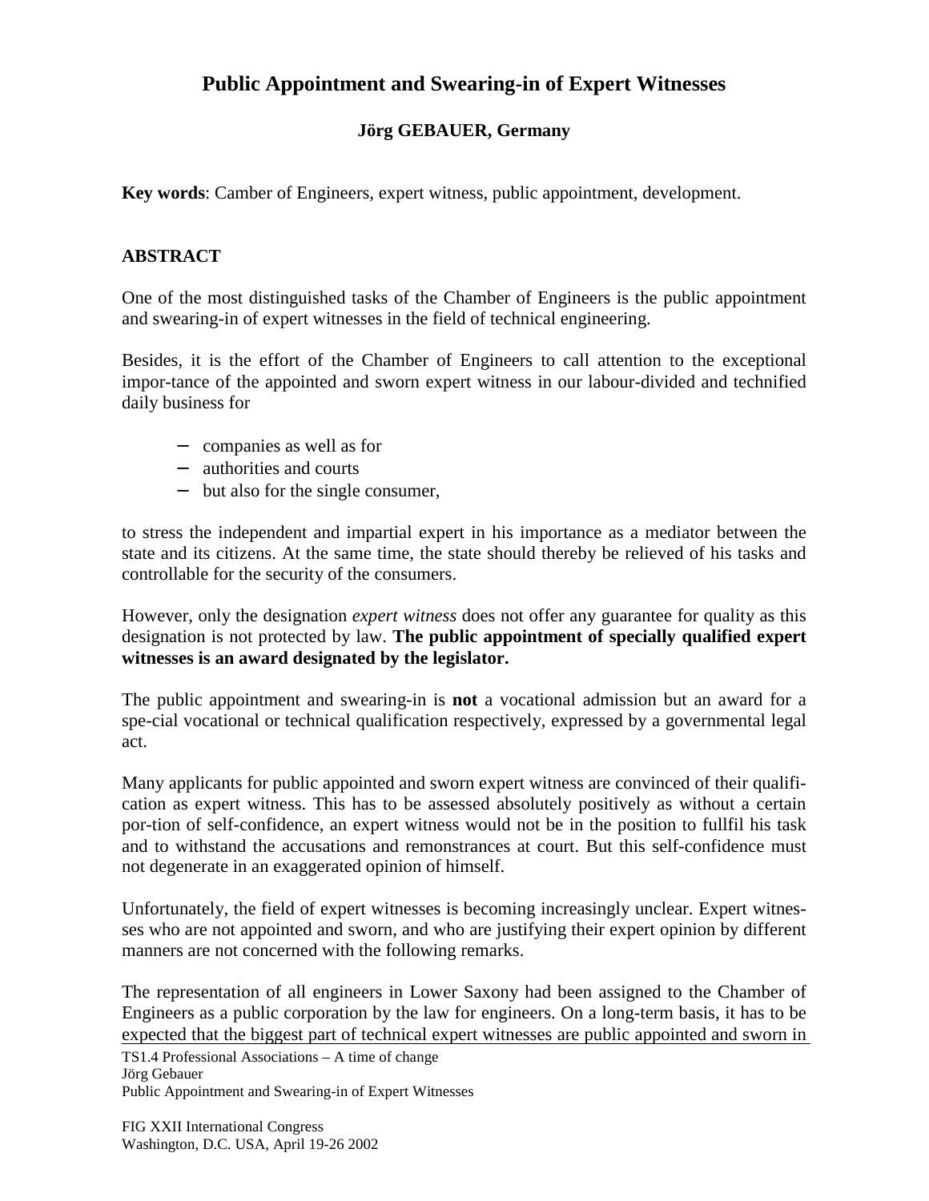# Public Appointment and Swearing-in of Expert Witnesses

**Jörg GEBAUER, Germany**

**Key words**: Camber of Engineers, expert witness, public appointment, development.

## ABSTRACT

One of the most distinguished tasks of the Chamber of Engineers is the public appointment and swearing-in of expert witnesses in the field of technical engineering.

Besides, it is the effort of the Chamber of Engineers to call attention to the exceptional impor-tance of the appointed and sworn expert witness in our labour-divided and technified daily business for

- companies as well as for
- authorities and courts
- but also for the single consumer,

to stress the independent and impartial expert in his importance as a mediator between the state and its citizens. At the same time, the state should thereby be relieved of his tasks and controllable for the security of the consumers.

However, only the designation *expert witness* does not offer any guarantee for quality as this designation is not protected by law. **The public appointment of specially qualified expert witnesses is an award designated by the legislator.**

The public appointment and swearing-in is **not** a vocational admission but an award for a spe-cial vocational or technical qualification respectively, expressed by a governmental legal act.

Many applicants for public appointed and sworn expert witness are convinced of their qualifi-cation as expert witness. This has to be assessed absolutely positively as without a certain por-tion of self-confidence, an expert witness would not be in the position to fullfil his task and to withstand the accusations and remonstrances at court. But this self-confidence must not degenerate in an exaggerated opinion of himself.

Unfortunately, the field of expert witnesses is becoming increasingly unclear. Expert witnes-ses who are not appointed and sworn, and who are justifying their expert opinion by different manners are not concerned with the following remarks.

The representation of all engineers in Lower Saxony had been assigned to the Chamber of Engineers as a public corporation by the law for engineers. On a long-term basis, it has to be expected that the biggest part of technical expert witnesses are public appointed and sworn in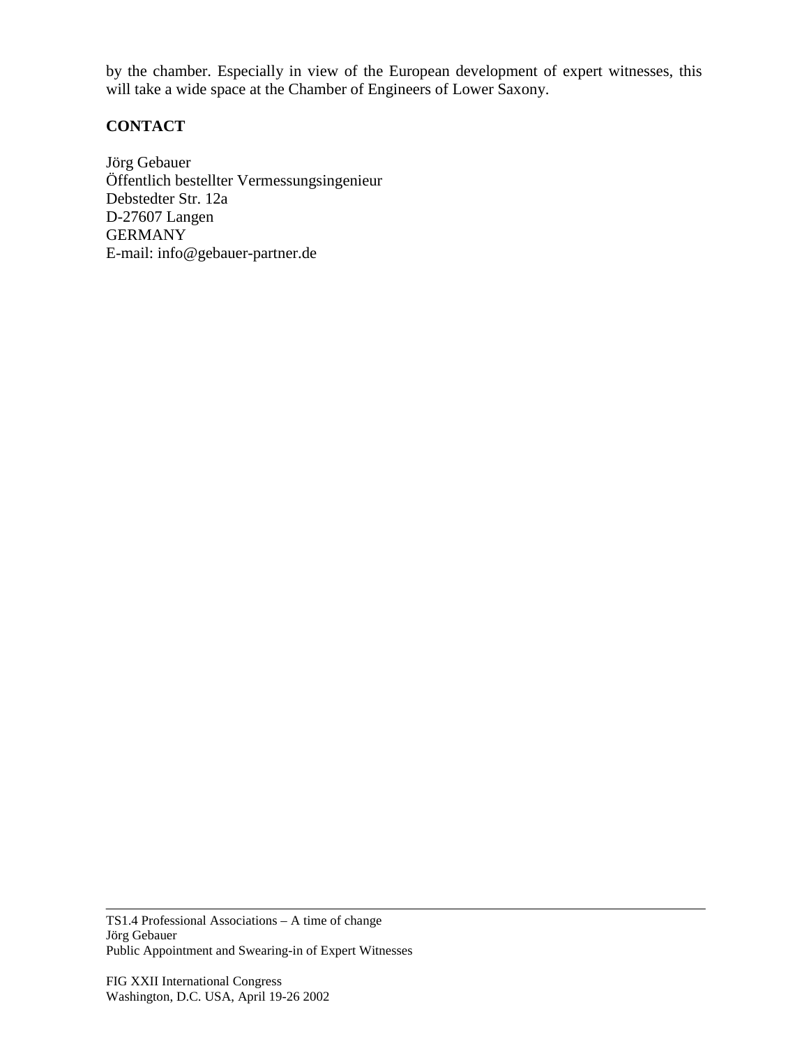by the chamber. Especially in view of the European development of expert witnesses, this will take a wide space at the Chamber of Engineers of Lower Saxony.

## CONTACT

Jörg Gebauer  
Öffentlich bestellter Vermessungsingenieur  
Debstedter Str. 12a  
D-27607 Langen  
GERMANY  
E-mail: info@gebauer-partner.de